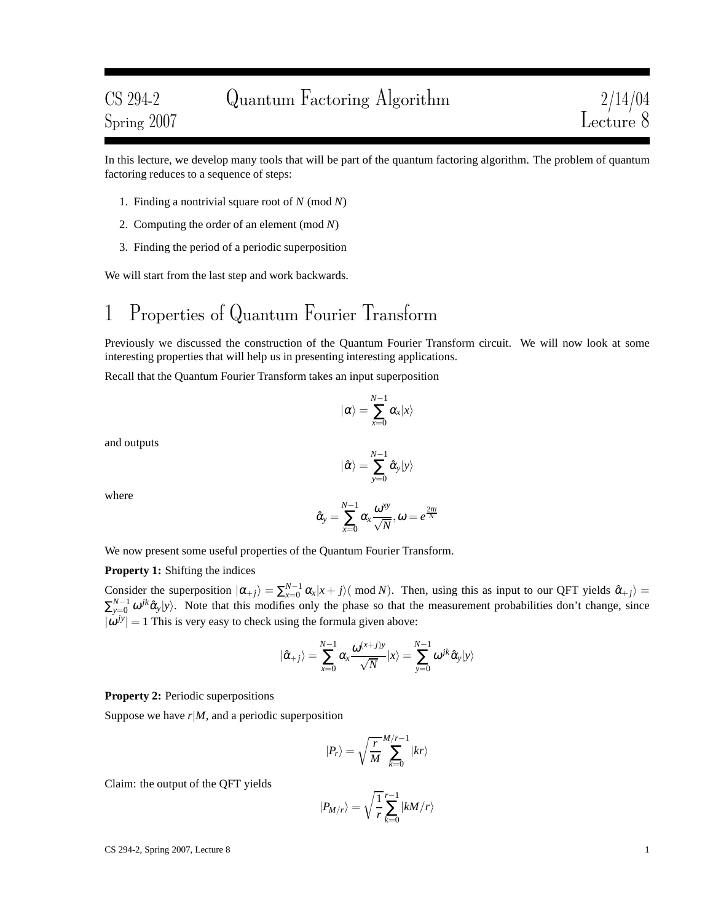| | | |
|---|---|---|
| CS 294-2 | Quantum Factoring Algorithm | 2/14/04 |
| Spring 2007 | | Lecture 8 |

In this lecture, we develop many tools that will be part of the quantum factoring algorithm. The problem of quantum factoring reduces to a sequence of steps:

1. Finding a nontrivial square root of $N$ (mod $N$)
2. Computing the order of an element (mod $N$)
3. Finding the period of a periodic superposition

We will start from the last step and work backwards.

# 1 Properties of Quantum Fourier Transform

Previously we discussed the construction of the Quantum Fourier Transform circuit. We will now look at some interesting properties that will help us in presenting interesting applications.

Recall that the Quantum Fourier Transform takes an input superposition

$$|\alpha\rangle = \sum_{x=0}^{N-1} \alpha_x |x\rangle$$

and outputs

$$|\hat{\alpha}\rangle = \sum_{y=0}^{N-1} \hat{\alpha}_y |y\rangle$$

where

$$\hat{\alpha}_y = \sum_{x=0}^{N-1} \alpha_x \frac{\omega^{xy}}{\sqrt{N}}, \omega = e^{\frac{2\pi i}{N}}$$

We now present some useful properties of the Quantum Fourier Transform.

**Property 1:** Shifting the indices

Consider the superposition $|\alpha_{+j}\rangle = \sum_{x=0}^{N-1} \alpha_x |x+j\rangle(\bmod N)$. Then, using this as input to our QFT yields $\hat{\alpha}_{+j}\rangle = \sum_{y=0}^{N-1} \omega^{jk} \hat{\alpha}_y |y\rangle$. Note that this modifies only the phase so that the measurement probabilities don't change, since $|\omega^{jy}| = 1$ This is very easy to check using the formula given above:

$$|\hat{\alpha}_{+j}\rangle = \sum_{x=0}^{N-1} \alpha_x \frac{\omega^{(x+j)y}}{\sqrt{N}} |x\rangle = \sum_{y=0}^{N-1} \omega^{jk} \hat{\alpha}_y |y\rangle$$

**Property 2:** Periodic superpositions

Suppose we have $r|M$, and a periodic superposition

$$|P_r\rangle = \sqrt{\frac{r}{M}} \sum_{k=0}^{M/r-1} |kr\rangle$$

Claim: the output of the QFT yields

$$|P_{M/r}\rangle = \sqrt{\frac{1}{r}} \sum_{k=0}^{r-1} |kM/r\rangle$$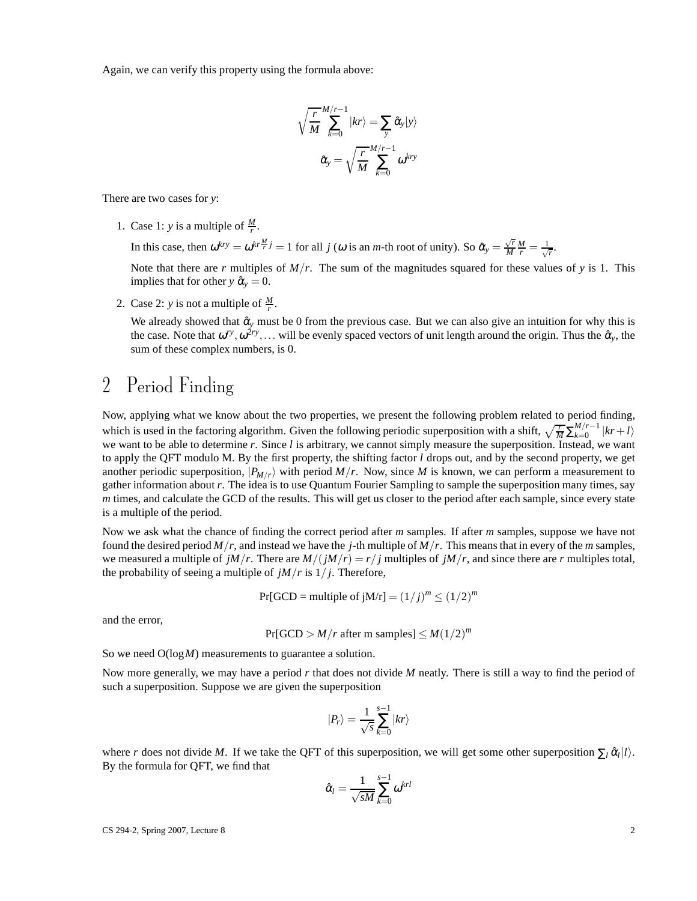Again, we can verify this property using the formula above:

$$\sqrt{\frac{r}{M}}\sum_{k=0}^{M/r-1}|kr\rangle = \sum_y \hat{\alpha}_y|y\rangle$$

$$\hat{\alpha}_y = \sqrt{\frac{r}{M}}\sum_{k=0}^{M/r-1}\omega^{kry}$$

There are two cases for $y$:

1. Case 1: $y$ is a multiple of $\frac{M}{r}$.

   In this case, then $\omega^{kry} = \omega^{kr\frac{M}{r}j} = 1$ for all $j$ ($\omega$ is an $m$-th root of unity). So $\hat{\alpha}_y = \frac{\sqrt{r}}{M}\frac{M}{r} = \frac{1}{\sqrt{r}}$.

   Note that there are $r$ multiples of $M/r$. The sum of the magnitudes squared for these values of $y$ is 1. This implies that for other $y$ $\hat{\alpha}_y = 0$.

2. Case 2: $y$ is not a multiple of $\frac{M}{r}$.

   We already showed that $\hat{\alpha}_y$ must be 0 from the previous case. But we can also give an intuition for why this is the case. Note that $\omega^{ry}, \omega^{2ry}, \ldots$ will be evenly spaced vectors of unit length around the origin. Thus the $\hat{\alpha}_y$, the sum of these complex numbers, is 0.

## 2 Period Finding

Now, applying what we know about the two properties, we present the following problem related to period finding, which is used in the factoring algorithm. Given the following periodic superposition with a shift, $\sqrt{\frac{r}{M}}\sum_{k=0}^{M/r-1}|kr+l\rangle$ we want to be able to determine $r$. Since $l$ is arbitrary, we cannot simply measure the superposition. Instead, we want to apply the QFT modulo M. By the first property, the shifting factor $l$ drops out, and by the second property, we get another periodic superposition, $|P_{M/r}\rangle$ with period $M/r$. Now, since $M$ is known, we can perform a measurement to gather information about $r$. The idea is to use Quantum Fourier Sampling to sample the superposition many times, say $m$ times, and calculate the GCD of the results. This will get us closer to the period after each sample, since every state is a multiple of the period.

Now we ask what the chance of finding the correct period after $m$ samples. If after $m$ samples, suppose we have not found the desired period $M/r$, and instead we have the $j$-th multiple of $M/r$. This means that in every of the $m$ samples, we measured a multiple of $jM/r$. There are $M/(jM/r) = r/j$ multiples of $jM/r$, and since there are $r$ multiples total, the probability of seeing a multiple of $jM/r$ is $1/j$. Therefore,

$$\Pr[\text{GCD = multiple of jM/r}] = (1/j)^m \leq (1/2)^m$$

and the error,

$$\Pr[\text{GCD} > M/r \text{ after m samples}] \leq M(1/2)^m$$

So we need O($\log M$) measurements to guarantee a solution.

Now more generally, we may have a period $r$ that does not divide $M$ neatly. There is still a way to find the period of such a superposition. Suppose we are given the superposition

$$|P_r\rangle = \frac{1}{\sqrt{s}}\sum_{k=0}^{s-1}|kr\rangle$$

where $r$ does not divide $M$. If we take the QFT of this superposition, we will get some other superposition $\sum_l \hat{\alpha}_l|l\rangle$. By the formula for QFT, we find that

$$\hat{\alpha}_l = \frac{1}{\sqrt{sM}}\sum_{k=0}^{s-1}\omega^{krl}$$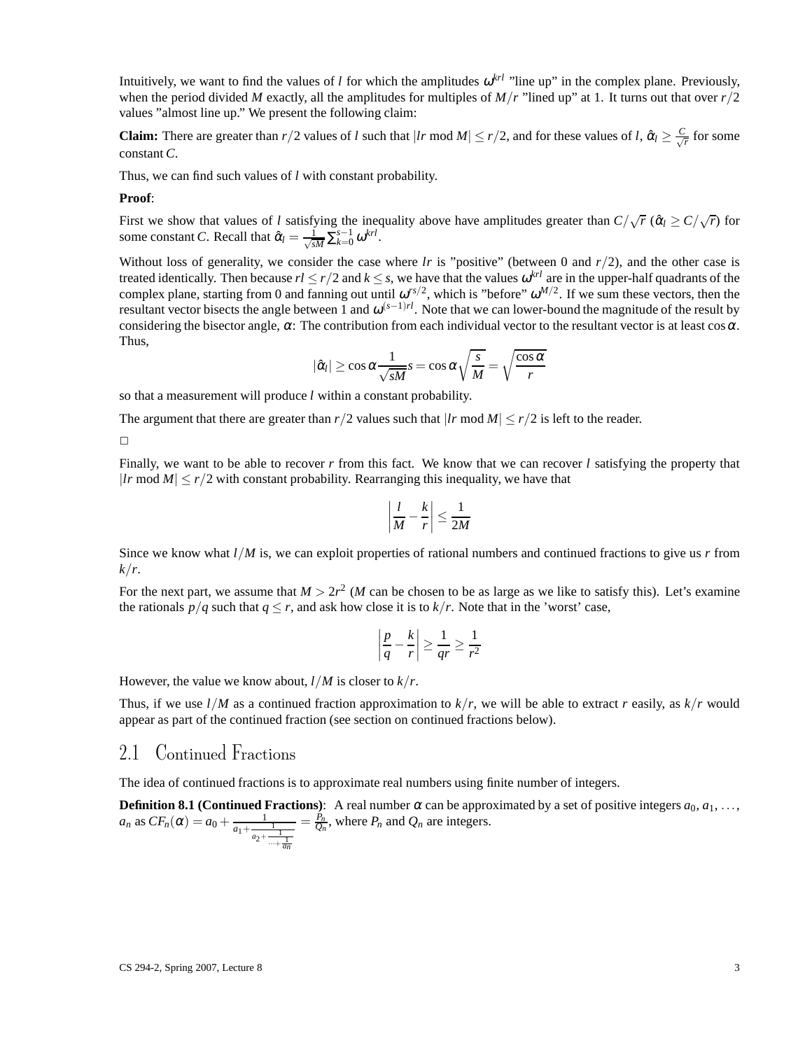Intuitively, we want to find the values of $l$ for which the amplitudes $\omega^{krl}$ "line up" in the complex plane. Previously, when the period divided $M$ exactly, all the amplitudes for multiples of $M/r$ "lined up" at 1. It turns out that over $r/2$ values "almost line up." We present the following claim:

**Claim:** There are greater than $r/2$ values of $l$ such that $|lr \bmod M| \leq r/2$, and for these values of $l$, $\hat{\alpha}_l \geq \frac{C}{\sqrt{r}}$ for some constant $C$.

Thus, we can find such values of $l$ with constant probability.

**Proof**:

First we show that values of $l$ satisfying the inequality above have amplitudes greater than $C/\sqrt{r}$ ($\hat{\alpha}_l \geq C/\sqrt{r}$) for some constant $C$. Recall that $\hat{\alpha}_l = \frac{1}{\sqrt{sM}} \sum_{k=0}^{s-1} \omega^{krl}$.

Without loss of generality, we consider the case where $lr$ is "positive" (between 0 and $r/2$), and the other case is treated identically. Then because $rl \leq r/2$ and $k \leq s$, we have that the values $\omega^{krl}$ are in the upper-half quadrants of the complex plane, starting from 0 and fanning out until $\omega^{rs/2}$, which is "before" $\omega^{M/2}$. If we sum these vectors, then the resultant vector bisects the angle between 1 and $\omega^{(s-1)rl}$. Note that we can lower-bound the magnitude of the result by considering the bisector angle, $\alpha$: The contribution from each individual vector to the resultant vector is at least $\cos\alpha$. Thus,

$$|\hat{\alpha}_l| \geq \cos\alpha \frac{1}{\sqrt{sM}} s = \cos\alpha \sqrt{\frac{s}{M}} = \sqrt{\frac{\cos\alpha}{r}}$$

so that a measurement will produce $l$ within a constant probability.

The argument that there are greater than $r/2$ values such that $|lr \bmod M| \leq r/2$ is left to the reader.

□

Finally, we want to be able to recover $r$ from this fact. We know that we can recover $l$ satisfying the property that $|lr \bmod M| \leq r/2$ with constant probability. Rearranging this inequality, we have that

$$\left|\frac{l}{M} - \frac{k}{r}\right| \leq \frac{1}{2M}$$

Since we know what $l/M$ is, we can exploit properties of rational numbers and continued fractions to give us $r$ from $k/r$.

For the next part, we assume that $M > 2r^2$ ($M$ can be chosen to be as large as we like to satisfy this). Let's examine the rationals $p/q$ such that $q \leq r$, and ask how close it is to $k/r$. Note that in the 'worst' case,

$$\left|\frac{p}{q} - \frac{k}{r}\right| \geq \frac{1}{qr} \geq \frac{1}{r^2}$$

However, the value we know about, $l/M$ is closer to $k/r$.

Thus, if we use $l/M$ as a continued fraction approximation to $k/r$, we will be able to extract $r$ easily, as $k/r$ would appear as part of the continued fraction (see section on continued fractions below).

## 2.1 Continued Fractions

The idea of continued fractions is to approximate real numbers using finite number of integers.

**Definition 8.1 (Continued Fractions)**: A real number $\alpha$ can be approximated by a set of positive integers $a_0, a_1, \ldots, a_n$ as $CF_n(\alpha) = a_0 + \frac{1}{a_1 + \frac{1}{a_2 + \frac{1}{\cdots + \frac{1}{a_n}}}} = \frac{P_n}{Q_n}$, where $P_n$ and $Q_n$ are integers.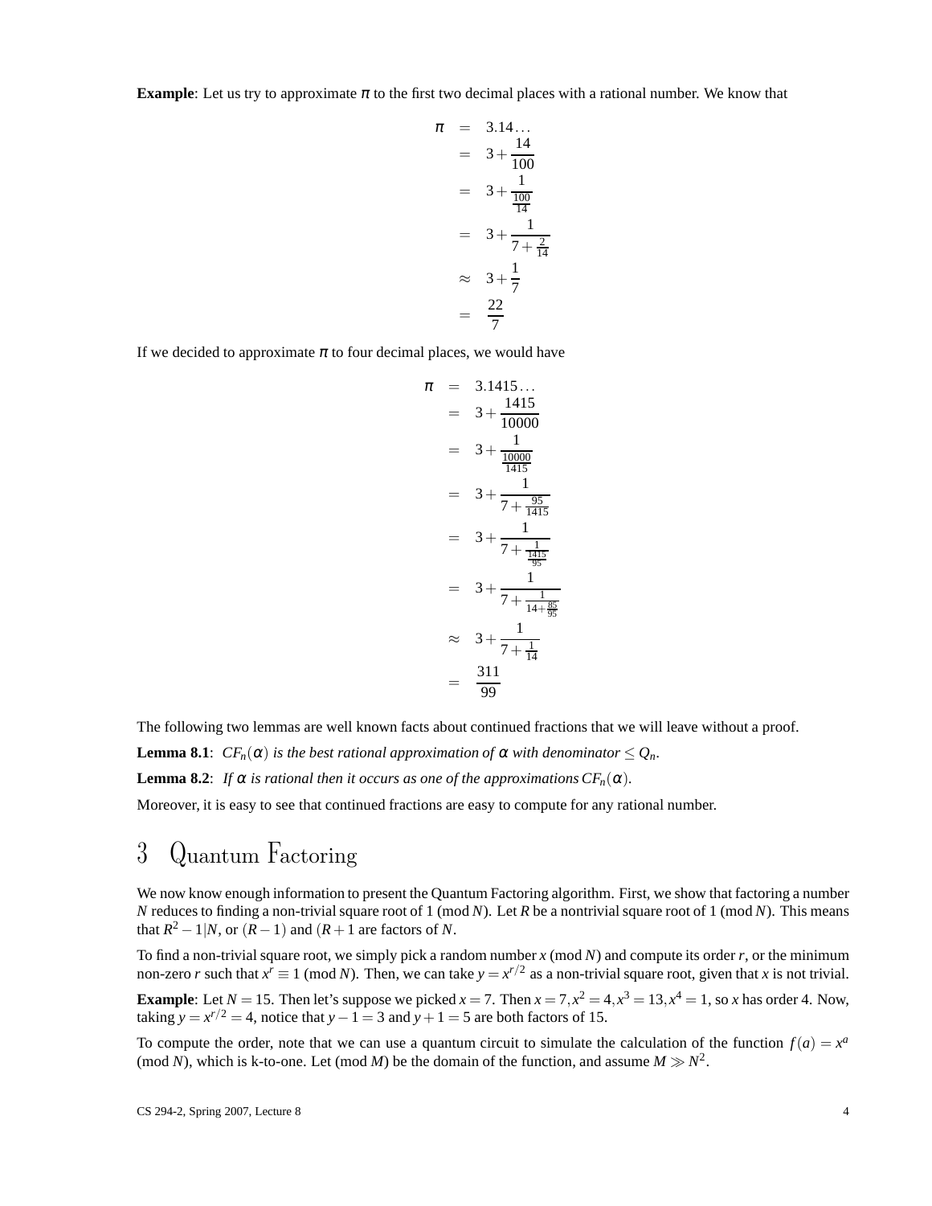**Example**: Let us try to approximate $\pi$ to the first two decimal places with a rational number. We know that

$$\begin{aligned}
\pi &= 3.14\ldots \\
&= 3 + \frac{14}{100} \\
&= 3 + \frac{1}{\frac{100}{14}} \\
&= 3 + \frac{1}{7 + \frac{2}{14}} \\
&\approx 3 + \frac{1}{7} \\
&= \frac{22}{7}
\end{aligned}$$

If we decided to approximate $\pi$ to four decimal places, we would have

$$\begin{aligned}
\pi &= 3.1415\ldots \\
&= 3 + \frac{1415}{10000} \\
&= 3 + \frac{1}{\frac{10000}{1415}} \\
&= 3 + \frac{1}{7 + \frac{95}{1415}} \\
&= 3 + \frac{1}{7 + \frac{1}{\frac{1415}{95}}} \\
&= 3 + \frac{1}{7 + \frac{1}{14 + \frac{85}{95}}} \\
&\approx 3 + \frac{1}{7 + \frac{1}{14}} \\
&= \frac{311}{99}
\end{aligned}$$

The following two lemmas are well known facts about continued fractions that we will leave without a proof.

**Lemma 8.1**: *$CF_n(\alpha)$ is the best rational approximation of $\alpha$ with denominator $\leq Q_n$.*

**Lemma 8.2**: *If $\alpha$ is rational then it occurs as one of the approximations $CF_n(\alpha)$.*

Moreover, it is easy to see that continued fractions are easy to compute for any rational number.

# 3 Quantum Factoring

We now know enough information to present the Quantum Factoring algorithm. First, we show that factoring a number $N$ reduces to finding a non-trivial square root of 1 (mod $N$). Let $R$ be a nontrivial square root of 1 (mod $N$). This means that $R^2 - 1 | N$, or $(R-1)$ and $(R+1$ are factors of $N$.

To find a non-trivial square root, we simply pick a random number $x$ (mod $N$) and compute its order $r$, or the minimum non-zero $r$ such that $x^r \equiv 1$ (mod $N$). Then, we can take $y = x^{r/2}$ as a non-trivial square root, given that $x$ is not trivial.

**Example**: Let $N = 15$. Then let's suppose we picked $x = 7$. Then $x = 7, x^2 = 4, x^3 = 13, x^4 = 1$, so $x$ has order 4. Now, taking $y = x^{r/2} = 4$, notice that $y - 1 = 3$ and $y + 1 = 5$ are both factors of 15.

To compute the order, note that we can use a quantum circuit to simulate the calculation of the function $f(a) = x^a$ (mod $N$), which is k-to-one. Let (mod $M$) be the domain of the function, and assume $M \gg N^2$.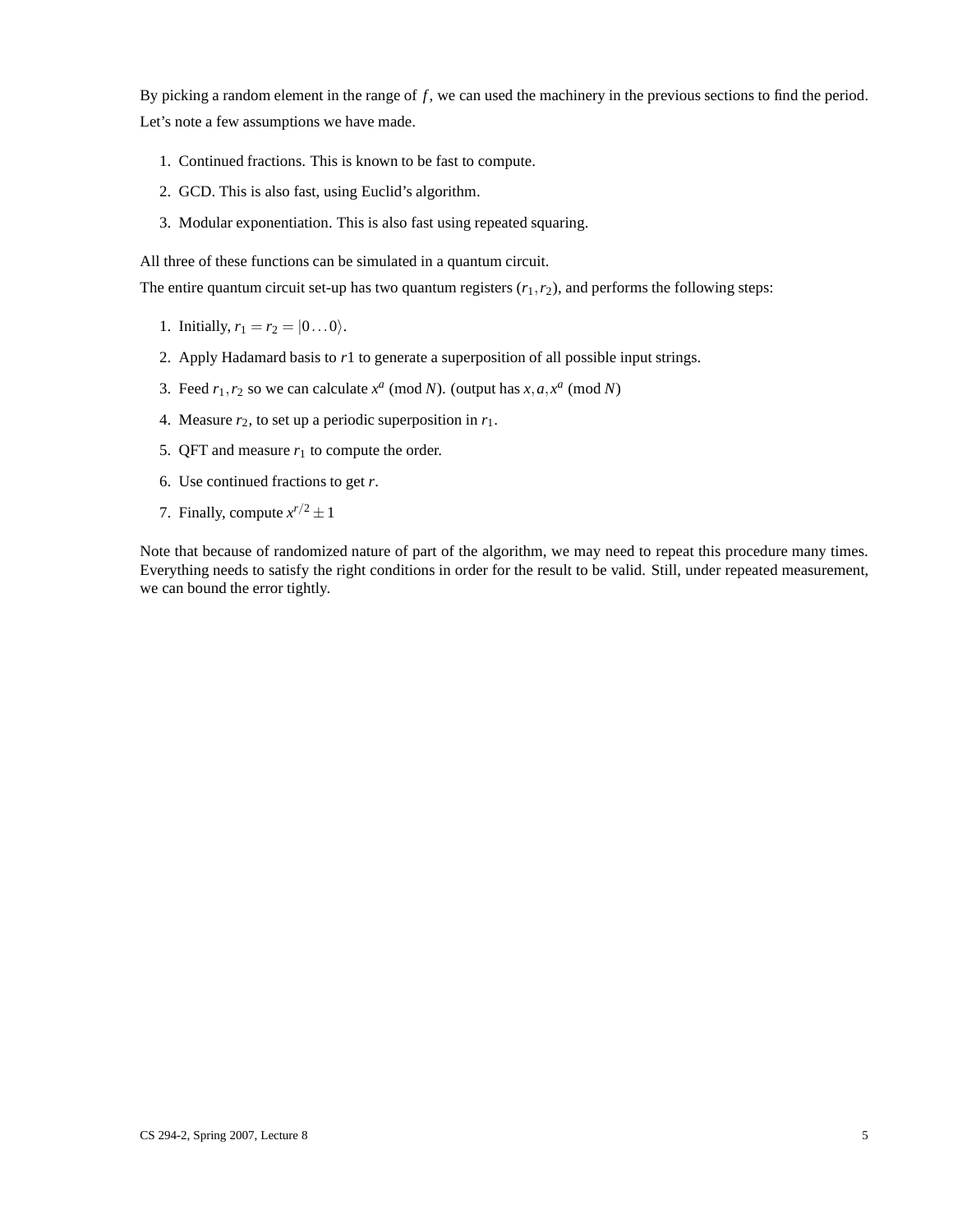By picking a random element in the range of $f$, we can used the machinery in the previous sections to find the period.

Let's note a few assumptions we have made.

1. Continued fractions. This is known to be fast to compute.
2. GCD. This is also fast, using Euclid's algorithm.
3. Modular exponentiation. This is also fast using repeated squaring.

All three of these functions can be simulated in a quantum circuit.

The entire quantum circuit set-up has two quantum registers ($r_1, r_2$), and performs the following steps:

1. Initially, $r_1 = r_2 = |0 \ldots 0\rangle$.
2. Apply Hadamard basis to $r1$ to generate a superposition of all possible input strings.
3. Feed $r_1, r_2$ so we can calculate $x^a \pmod{N}$. (output has $x, a, x^a \pmod{N}$)
4. Measure $r_2$, to set up a periodic superposition in $r_1$.
5. QFT and measure $r_1$ to compute the order.
6. Use continued fractions to get $r$.
7. Finally, compute $x^{r/2} \pm 1$

Note that because of randomized nature of part of the algorithm, we may need to repeat this procedure many times. Everything needs to satisfy the right conditions in order for the result to be valid. Still, under repeated measurement, we can bound the error tightly.